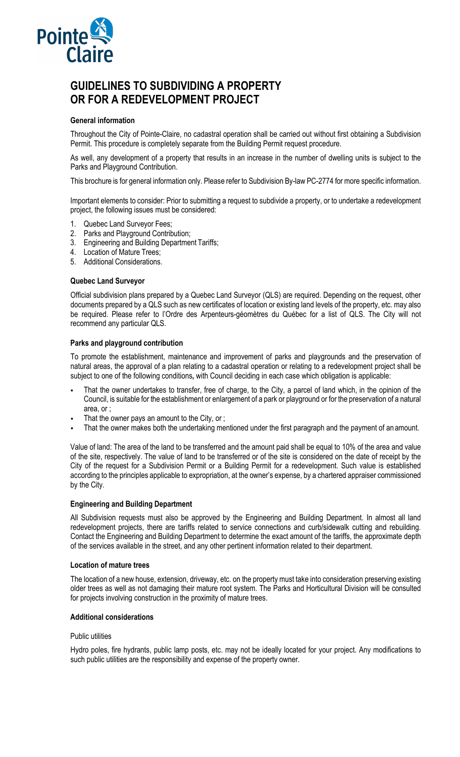# GUIDELINES TO SUBDIVIDING A PROPERTY OR FOR A REDEVELOPMENT PROJECT

### General information

Throughout the City of Pointe-Claire, no cadastral operation shall be carried out without first obtaining a Subdivision Permit. This procedure is completely separate from the Building Permit request procedure.

As well, any development of a property that results in an increase in the number of dwelling units is subject to the Parks and Playground Contribution.

This brochure is for general information only. Please refer to Subdivision By-law PC-2774 for more specific information.

Important elements to consider: Prior to submitting a request to subdivide a property, or to undertake a redevelopment project, the following issues must be considered:

1. Quebec Land Surveyor Fees;
2. Parks and Playground Contribution;
3. Engineering and Building Department Tariffs;
4. Location of Mature Trees;
5. Additional Considerations.

### Quebec Land Surveyor

Official subdivision plans prepared by a Quebec Land Surveyor (QLS) are required. Depending on the request, other documents prepared by a QLS such as new certificates of location or existing land levels of the property, etc. may also be required. Please refer to l'Ordre des Arpenteurs-géomètres du Québec for a list of QLS. The City will not recommend any particular QLS.

### Parks and playground contribution

To promote the establishment, maintenance and improvement of parks and playgrounds and the preservation of natural areas, the approval of a plan relating to a cadastral operation or relating to a redevelopment project shall be subject to one of the following conditions**,** with Council deciding in each case which obligation is applicable:

- That the owner undertakes to transfer, free of charge, to the City, a parcel of land which, in the opinion of the Council, is suitable for the establishment or enlargement of a park or playground or for the preservation of a natural area, or ;
- That the owner pays an amount to the City, or ;
- That the owner makes both the undertaking mentioned under the first paragraph and the payment of an amount.

Value of land: The area of the land to be transferred and the amount paid shall be equal to 10% of the area and value of the site, respectively. The value of land to be transferred or of the site is considered on the date of receipt by the City of the request for a Subdivision Permit or a Building Permit for a redevelopment. Such value is established according to the principles applicable to expropriation, at the owner's expense, by a chartered appraiser commissioned by the City.

### Engineering and Building Department

All Subdivision requests must also be approved by the Engineering and Building Department. In almost all land redevelopment projects, there are tariffs related to service connections and curb/sidewalk cutting and rebuilding. Contact the Engineering and Building Department to determine the exact amount of the tariffs, the approximate depth of the services available in the street, and any other pertinent information related to their department.

### Location of mature trees

The location of a new house, extension, driveway, etc. on the property must take into consideration preserving existing older trees as well as not damaging their mature root system. The Parks and Horticultural Division will be consulted for projects involving construction in the proximity of mature trees.

### Additional considerations

Public utilities

Hydro poles, fire hydrants, public lamp posts, etc. may not be ideally located for your project. Any modifications to such public utilities are the responsibility and expense of the property owner.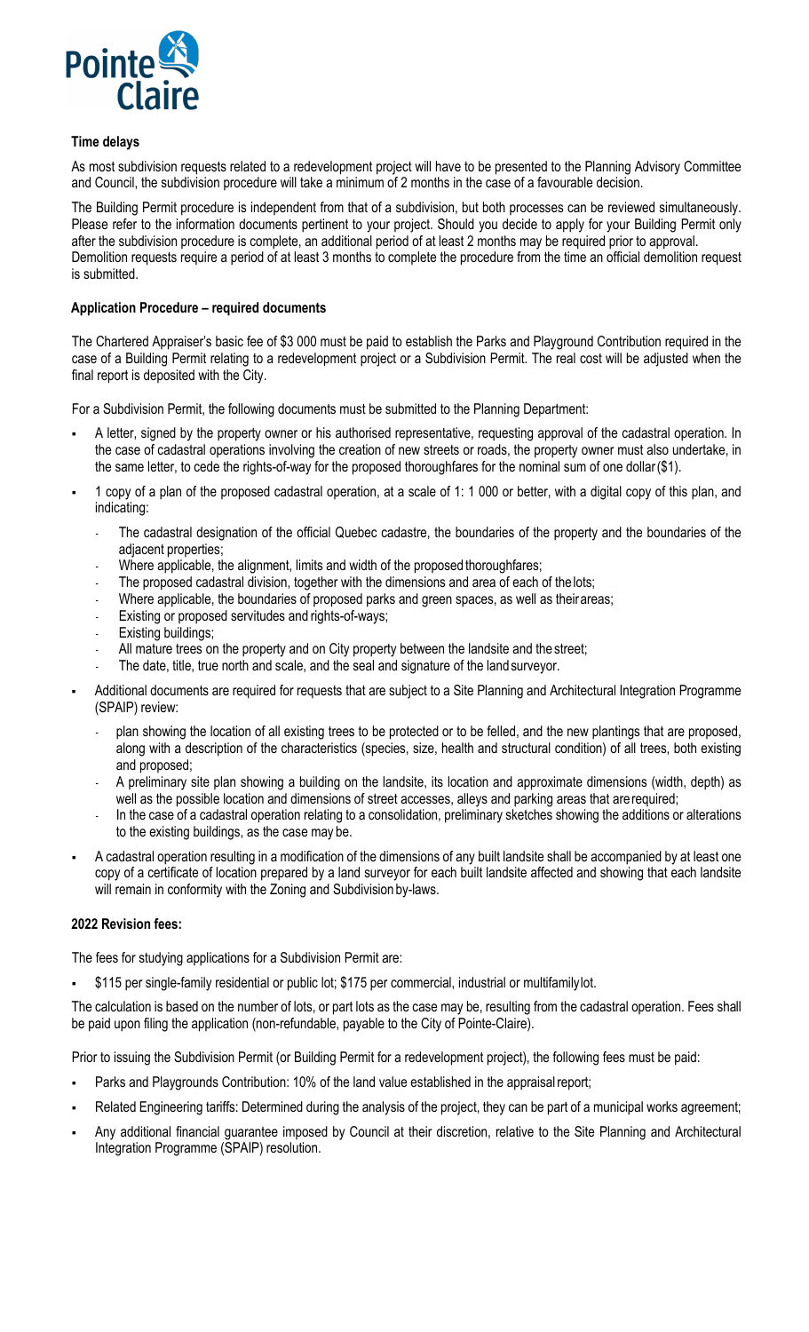**Time delays**

As most subdivision requests related to a redevelopment project will have to be presented to the Planning Advisory Committee and Council, the subdivision procedure will take a minimum of 2 months in the case of a favourable decision.

The Building Permit procedure is independent from that of a subdivision, but both processes can be reviewed simultaneously. Please refer to the information documents pertinent to your project. Should you decide to apply for your Building Permit only after the subdivision procedure is complete, an additional period of at least 2 months may be required prior to approval. Demolition requests require a period of at least 3 months to complete the procedure from the time an official demolition request is submitted.

**Application Procedure – required documents**

The Chartered Appraiser's basic fee of $3 000 must be paid to establish the Parks and Playground Contribution required in the case of a Building Permit relating to a redevelopment project or a Subdivision Permit. The real cost will be adjusted when the final report is deposited with the City.

For a Subdivision Permit, the following documents must be submitted to the Planning Department:

- A letter, signed by the property owner or his authorised representative, requesting approval of the cadastral operation. In the case of cadastral operations involving the creation of new streets or roads, the property owner must also undertake, in the same letter, to cede the rights-of-way for the proposed thoroughfares for the nominal sum of one dollar ($1).
- 1 copy of a plan of the proposed cadastral operation, at a scale of 1: 1 000 or better, with a digital copy of this plan, and indicating:
  - The cadastral designation of the official Quebec cadastre, the boundaries of the property and the boundaries of the adjacent properties;
  - Where applicable, the alignment, limits and width of the proposed thoroughfares;
  - The proposed cadastral division, together with the dimensions and area of each of the lots;
  - Where applicable, the boundaries of proposed parks and green spaces, as well as their areas;
  - Existing or proposed servitudes and rights-of-ways;
  - Existing buildings;
  - All mature trees on the property and on City property between the landsite and the street;
  - The date, title, true north and scale, and the seal and signature of the land surveyor.
- Additional documents are required for requests that are subject to a Site Planning and Architectural Integration Programme (SPAIP) review:
  - plan showing the location of all existing trees to be protected or to be felled, and the new plantings that are proposed, along with a description of the characteristics (species, size, health and structural condition) of all trees, both existing and proposed;
  - A preliminary site plan showing a building on the landsite, its location and approximate dimensions (width, depth) as well as the possible location and dimensions of street accesses, alleys and parking areas that are required;
  - In the case of a cadastral operation relating to a consolidation, preliminary sketches showing the additions or alterations to the existing buildings, as the case may be.
- A cadastral operation resulting in a modification of the dimensions of any built landsite shall be accompanied by at least one copy of a certificate of location prepared by a land surveyor for each built landsite affected and showing that each landsite will remain in conformity with the Zoning and Subdivision by-laws.

**2022 Revision fees:**

The fees for studying applications for a Subdivision Permit are:

- $115 per single-family residential or public lot; $175 per commercial, industrial or multifamily lot.

The calculation is based on the number of lots, or part lots as the case may be, resulting from the cadastral operation. Fees shall be paid upon filing the application (non-refundable, payable to the City of Pointe-Claire).

Prior to issuing the Subdivision Permit (or Building Permit for a redevelopment project), the following fees must be paid:

- Parks and Playgrounds Contribution: 10% of the land value established in the appraisal report;
- Related Engineering tariffs: Determined during the analysis of the project, they can be part of a municipal works agreement;
- Any additional financial guarantee imposed by Council at their discretion, relative to the Site Planning and Architectural Integration Programme (SPAIP) resolution.